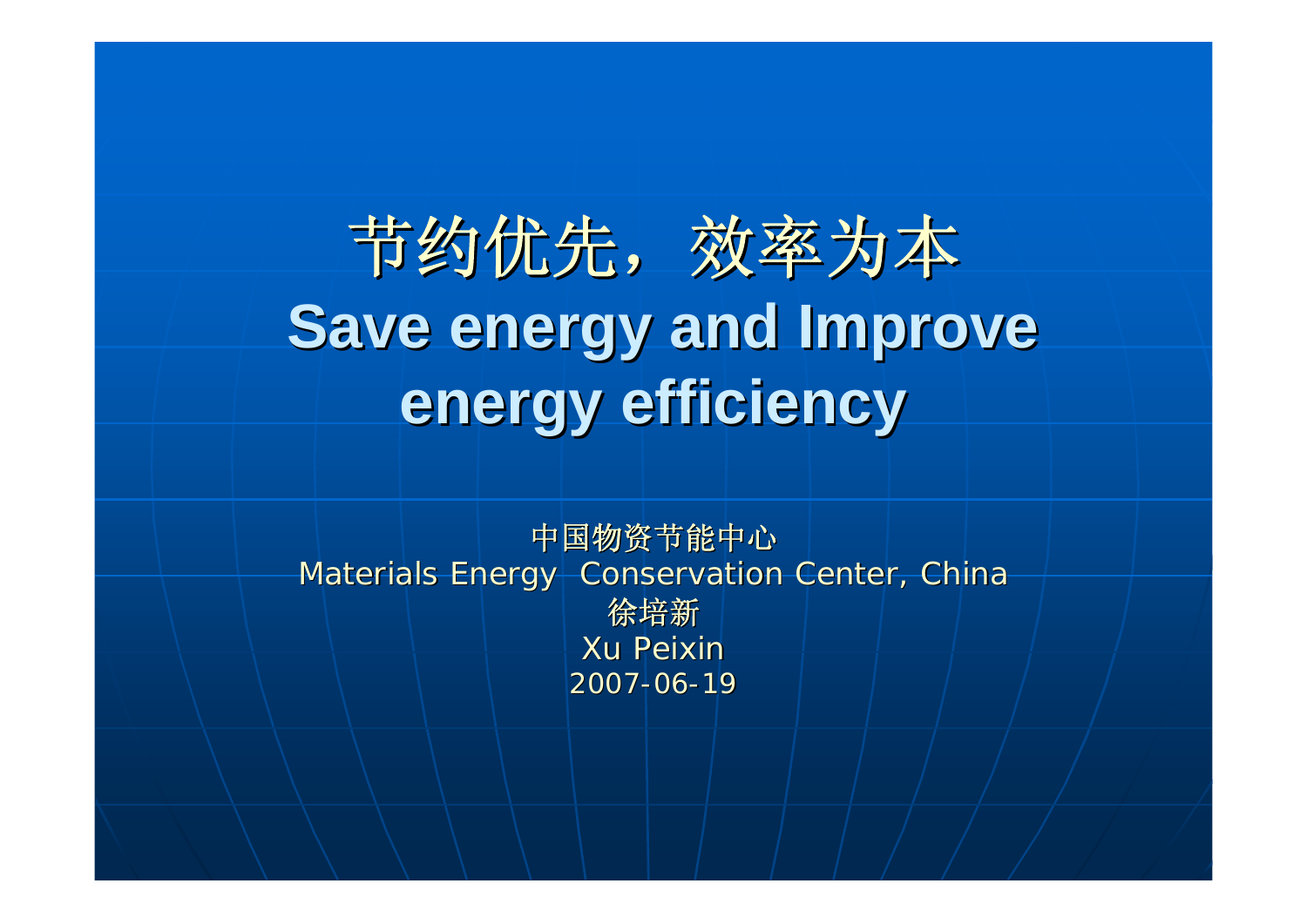# 节约优先，效率为本

# Save energy and Improve energy efficiency

中国物资节能中心

Materials Energy Conservation Center, China

徐培新

Xu Peixin

2007-06-19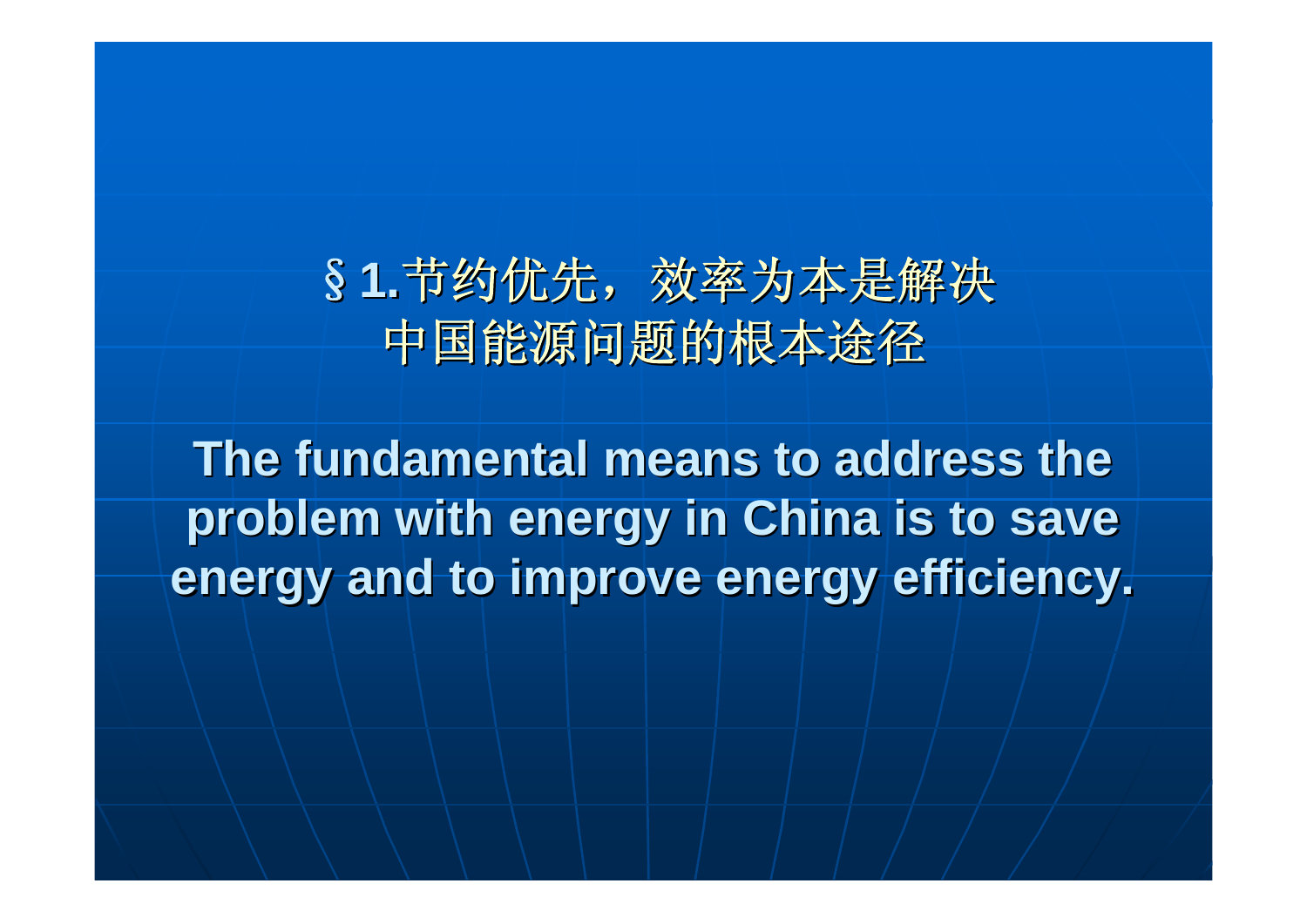## §1.节约优先，效率为本是解决中国能源问题的根本途径

**The fundamental means to address the problem with energy in China is to save energy and to improve energy efficiency.**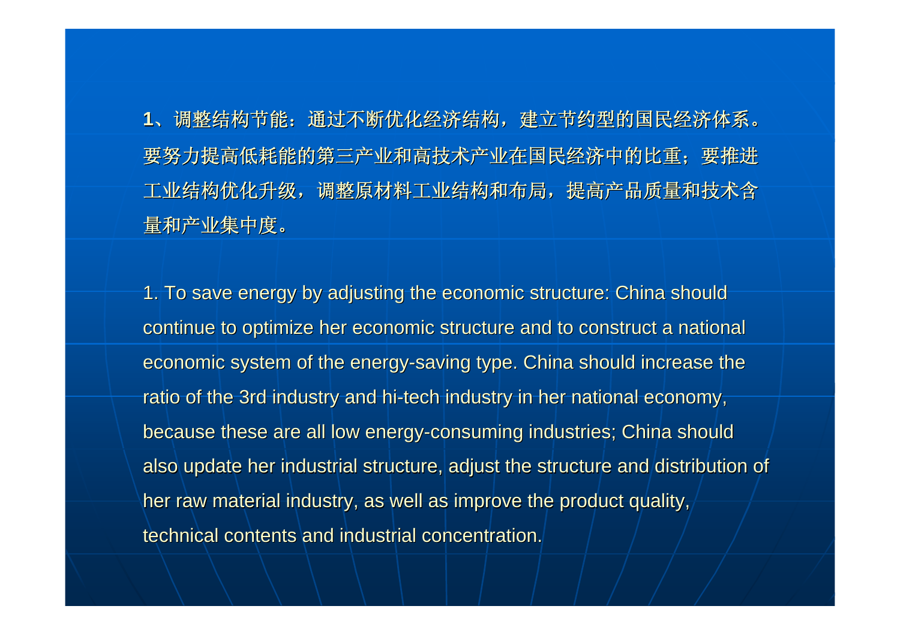**1**、调整结构节能：通过不断优化经济结构，建立节约型的国民经济体系。要努力提高低耗能的第三产业和高技术产业在国民经济中的比重；要推进工业结构优化升级，调整原材料工业结构和布局，提高产品质量和技术含量和产业集中度。

1. To save energy by adjusting the economic structure: China should continue to optimize her economic structure and to construct a national economic system of the energy-saving type. China should increase the ratio of the 3rd industry and hi-tech industry in her national economy, because these are all low energy-consuming industries; China should also update her industrial structure, adjust the structure and distribution of her raw material industry, as well as improve the product quality, technical contents and industrial concentration.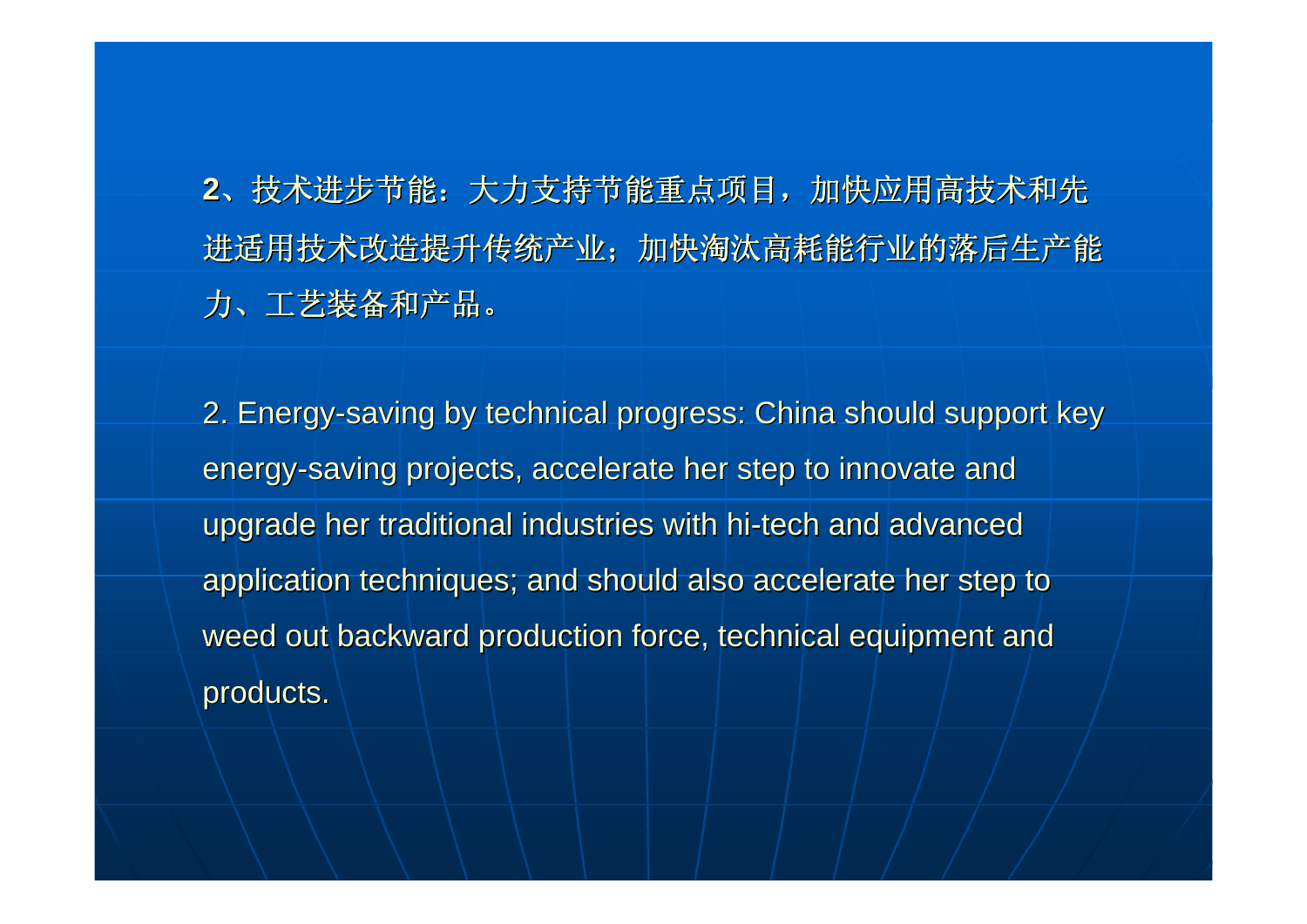**2**、技术进步节能：大力支持节能重点项目，加快应用高技术和先进适用技术改造提升传统产业；加快淘汰高耗能行业的落后生产能力、工艺装备和产品。

2. Energy-saving by technical progress: China should support key energy-saving projects, accelerate her step to innovate and upgrade her traditional industries with hi-tech and advanced application techniques; and should also accelerate her step to weed out backward production force, technical equipment and products.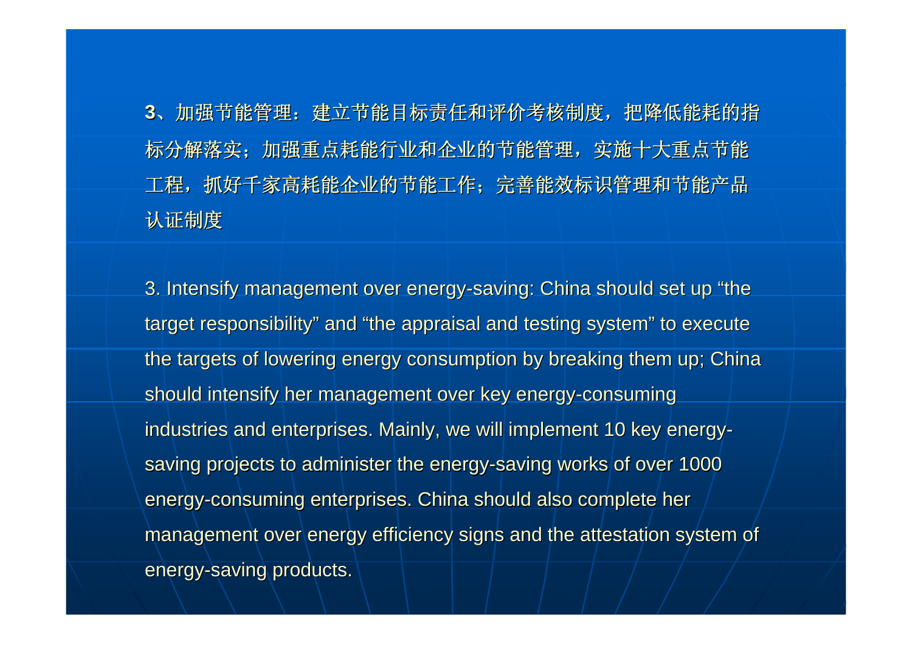**3**、加强节能管理：建立节能目标责任和评价考核制度，把降低能耗的指标分解落实；加强重点耗能行业和企业的节能管理，实施十大重点节能工程，抓好千家高耗能企业的节能工作；完善能效标识管理和节能产品认证制度

3. Intensify management over energy-saving: China should set up “the target responsibility” and “the appraisal and testing system” to execute the targets of lowering energy consumption by breaking them up; China should intensify her management over key energy-consuming industries and enterprises. Mainly, we will implement 10 key energy-saving projects to administer the energy-saving works of over 1000 energy-consuming enterprises. China should also complete her management over energy efficiency signs and the attestation system of energy-saving products.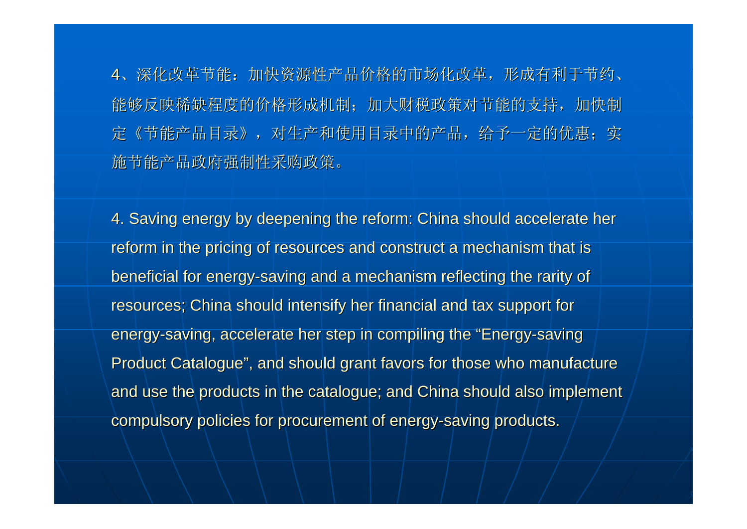4、深化改革节能：加快资源性产品价格的市场化改革，形成有利于节约、能够反映稀缺程度的价格形成机制；加大财税政策对节能的支持，加快制定《节能产品目录》，对生产和使用目录中的产品，给予一定的优惠；实施节能产品政府强制性采购政策。

4. Saving energy by deepening the reform: China should accelerate her reform in the pricing of resources and construct a mechanism that is beneficial for energy-saving and a mechanism reflecting the rarity of resources; China should intensify her financial and tax support for energy-saving, accelerate her step in compiling the "Energy-saving Product Catalogue", and should grant favors for those who manufacture and use the products in the catalogue; and China should also implement compulsory policies for procurement of energy-saving products.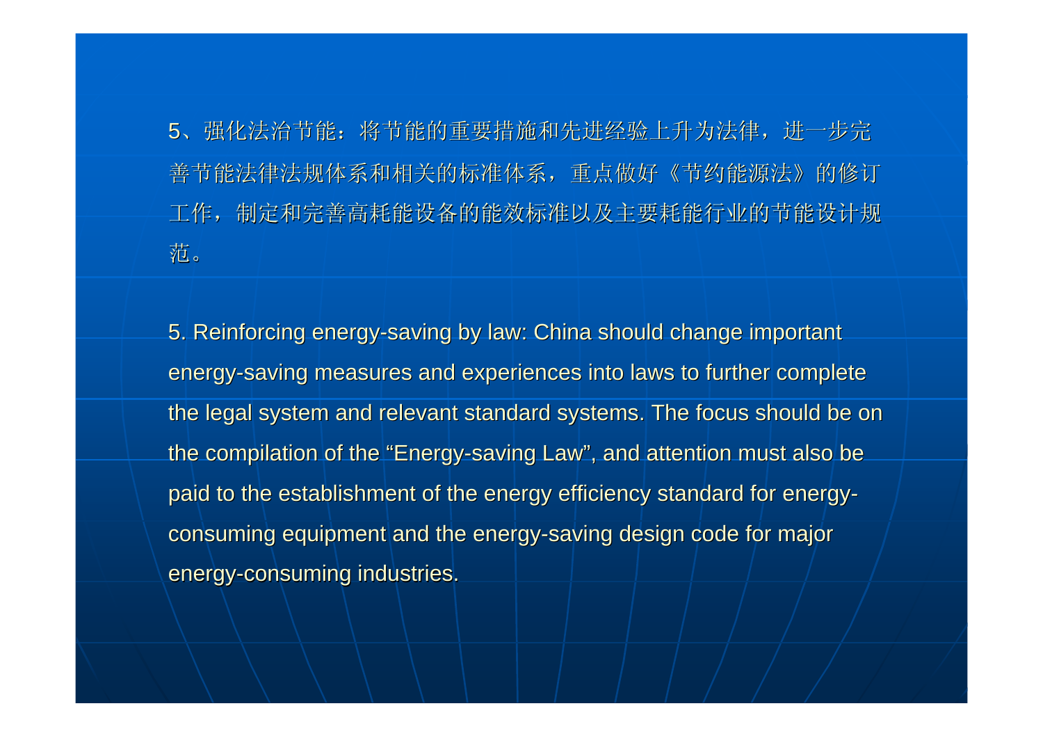5、强化法治节能：将节能的重要措施和先进经验上升为法律，进一步完善节能法律法规体系和相关的标准体系，重点做好《节约能源法》的修订工作，制定和完善高耗能设备的能效标准以及主要耗能行业的节能设计规范。

5. Reinforcing energy-saving by law: China should change important energy-saving measures and experiences into laws to further complete the legal system and relevant standard systems. The focus should be on the compilation of the “Energy-saving Law”, and attention must also be paid to the establishment of the energy efficiency standard for energy-consuming equipment and the energy-saving design code for major energy-consuming industries.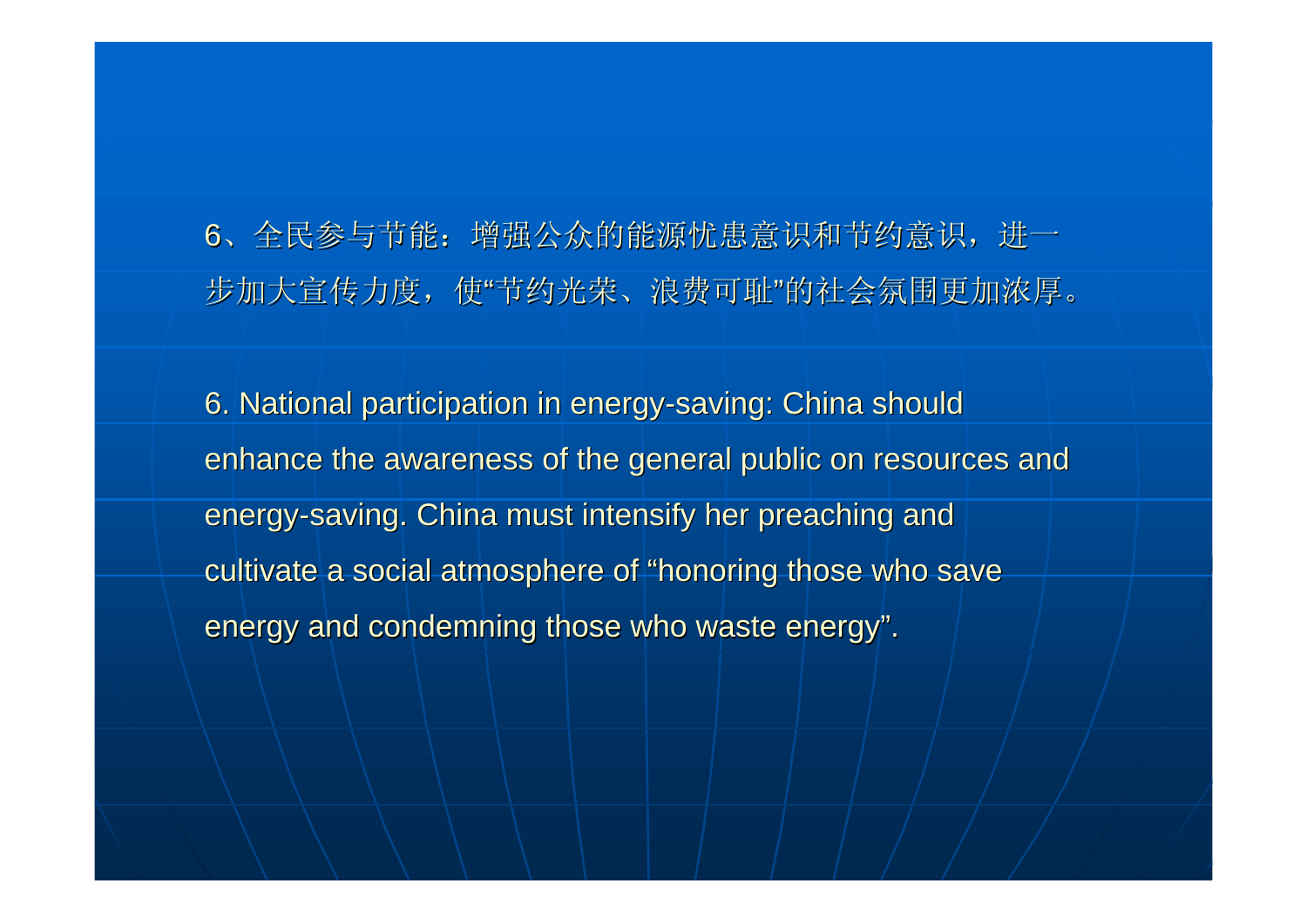6、全民参与节能：增强公众的能源忧患意识和节约意识，进一步加大宣传力度，使“节约光荣、浪费可耻”的社会氛围更加浓厚。

6. National participation in energy-saving: China should enhance the awareness of the general public on resources and energy-saving. China must intensify her preaching and cultivate a social atmosphere of “honoring those who save energy and condemning those who waste energy”.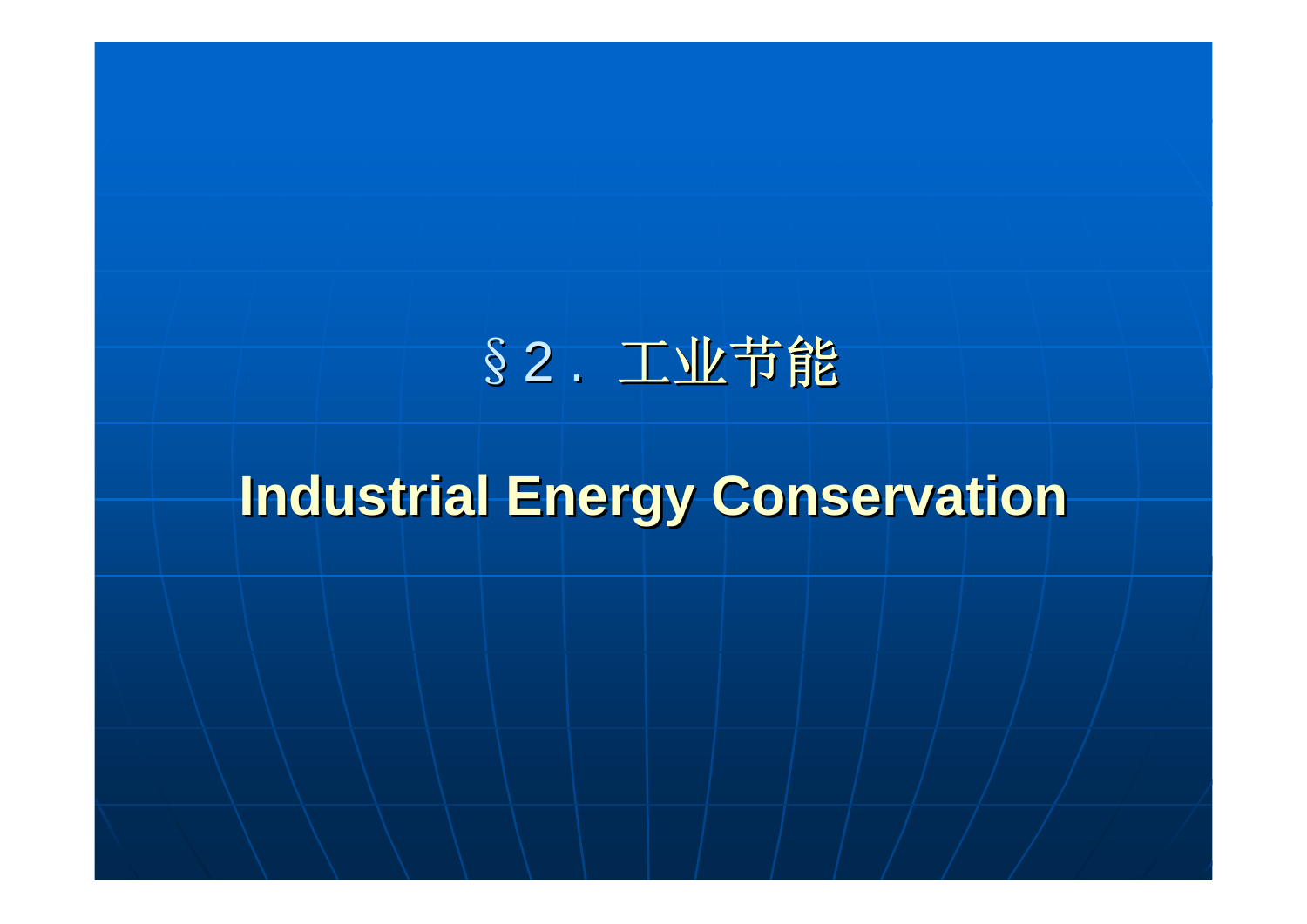# §2．工业节能

# Industrial Energy Conservation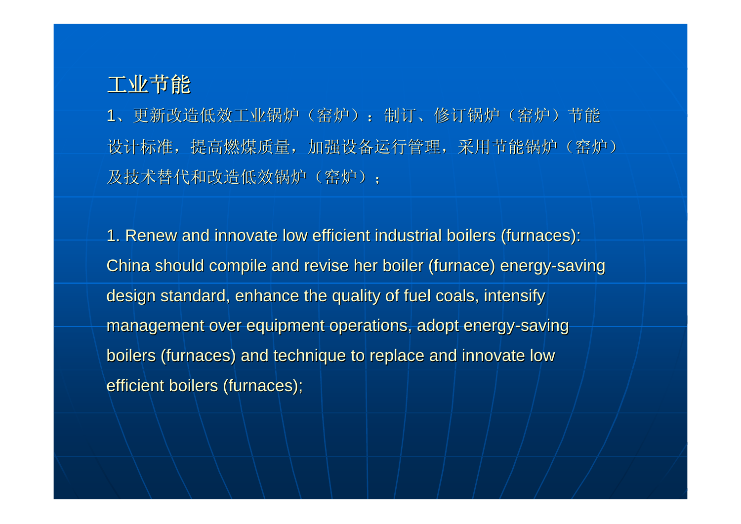# 工业节能

1、更新改造低效工业锅炉（窑炉）：制订、修订锅炉（窑炉）节能设计标准，提高燃煤质量，加强设备运行管理，采用节能锅炉（窑炉）及技术替代和改造低效锅炉（窑炉）；

1. Renew and innovate low efficient industrial boilers (furnaces): China should compile and revise her boiler (furnace) energy-saving design standard, enhance the quality of fuel coals, intensify management over equipment operations, adopt energy-saving boilers (furnaces) and technique to replace and innovate low efficient boilers (furnaces);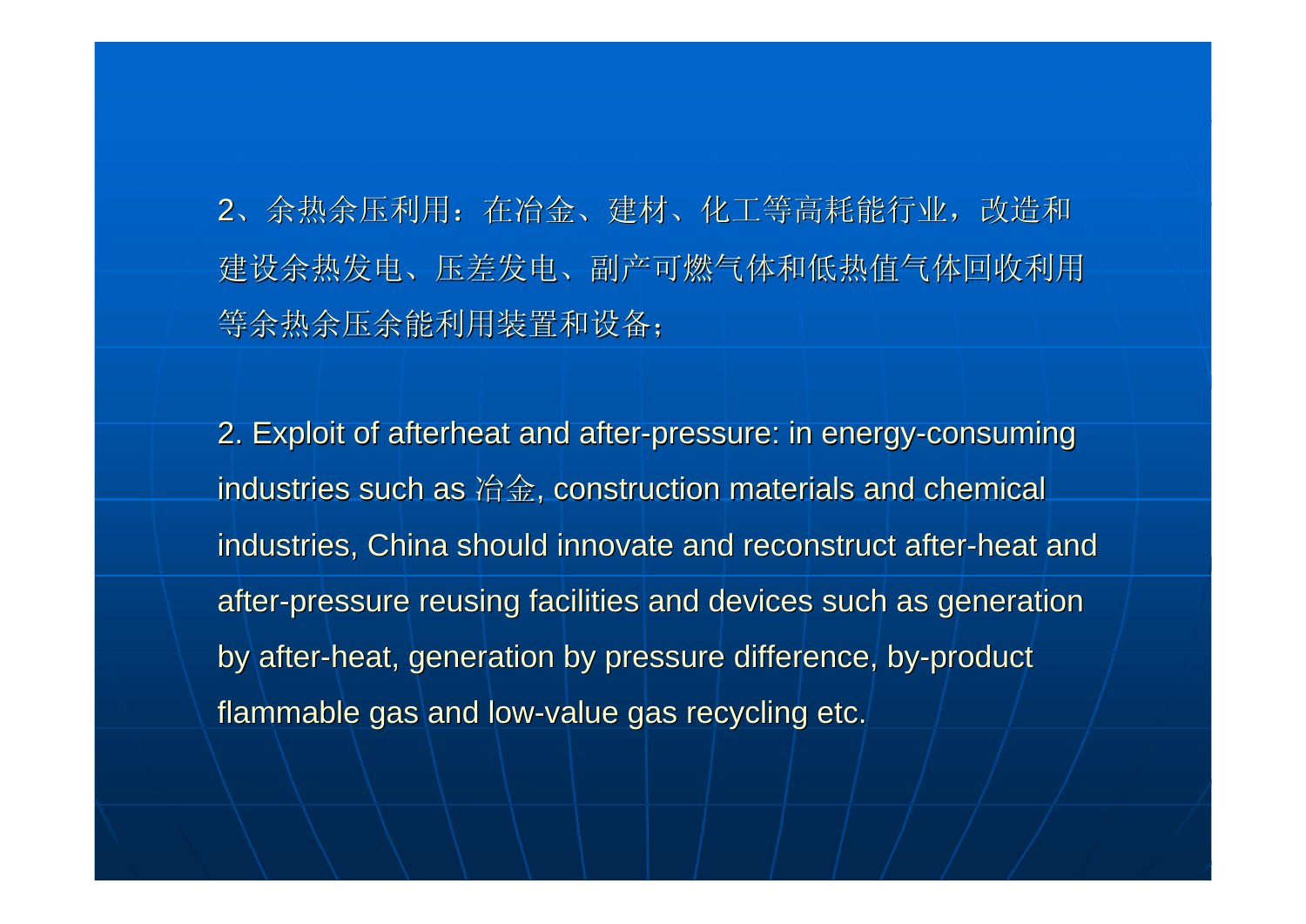2、余热余压利用：在冶金、建材、化工等高耗能行业，改造和建设余热发电、压差发电、副产可燃气体和低热值气体回收利用等余热余压余能利用装置和设备；

2. Exploit of afterheat and after-pressure: in energy-consuming industries such as 冶金, construction materials and chemical industries, China should innovate and reconstruct after-heat and after-pressure reusing facilities and devices such as generation by after-heat, generation by pressure difference, by-product flammable gas and low-value gas recycling etc.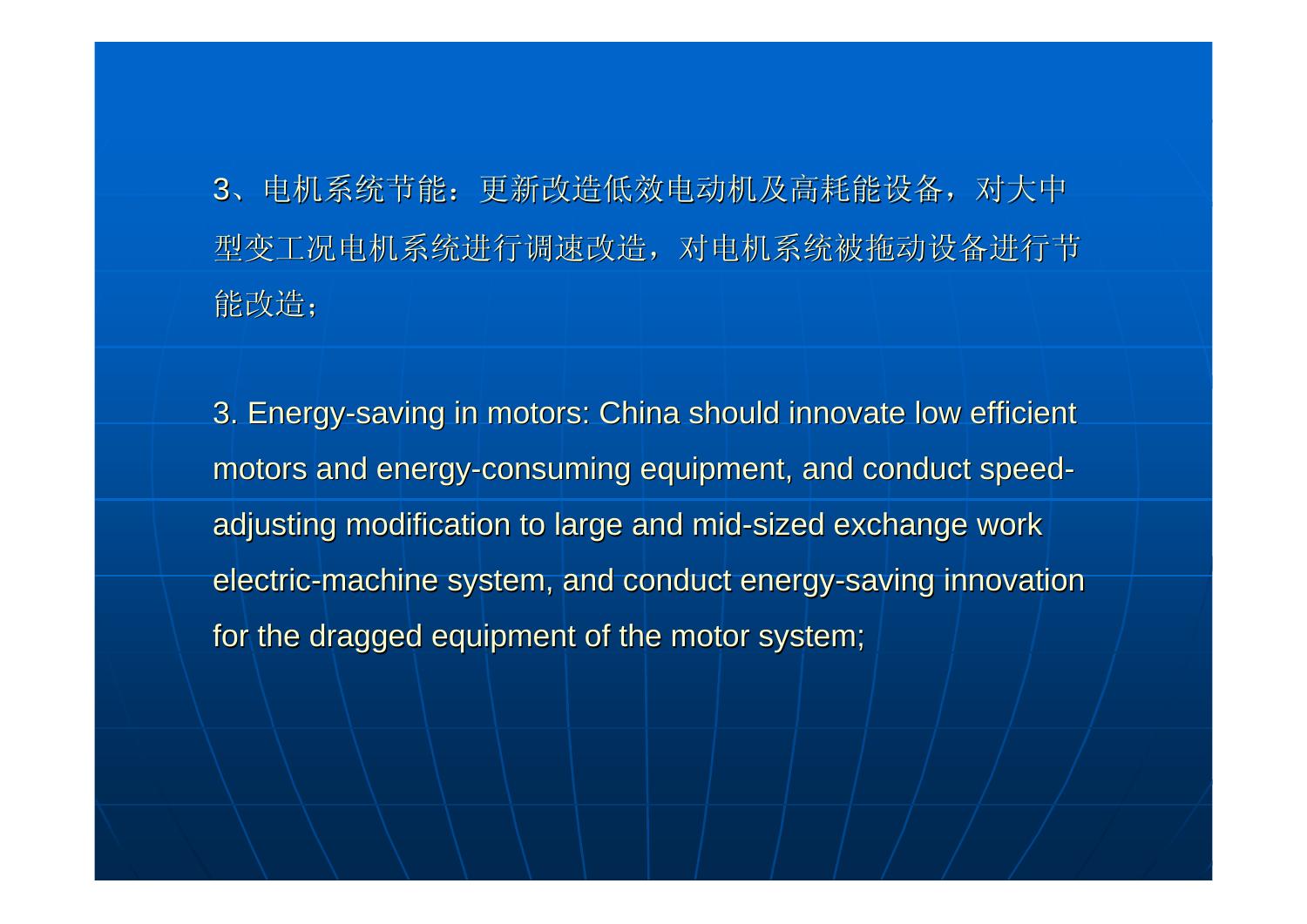3、电机系统节能：更新改造低效电动机及高耗能设备，对大中型变工况电机系统进行调速改造，对电机系统被拖动设备进行节能改造；

3. Energy-saving in motors: China should innovate low efficient motors and energy-consuming equipment, and conduct speed-adjusting modification to large and mid-sized exchange work electric-machine system, and conduct energy-saving innovation for the dragged equipment of the motor system;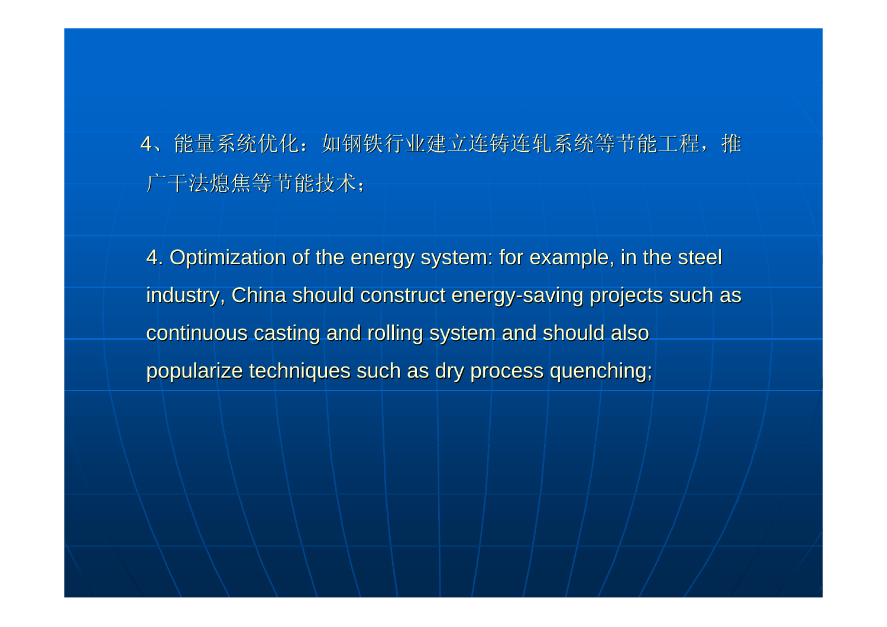4、能量系统优化：如钢铁行业建立连铸连轧系统等节能工程，推广干法熄焦等节能技术；

4. Optimization of the energy system: for example, in the steel industry, China should construct energy-saving projects such as continuous casting and rolling system and should also popularize techniques such as dry process quenching;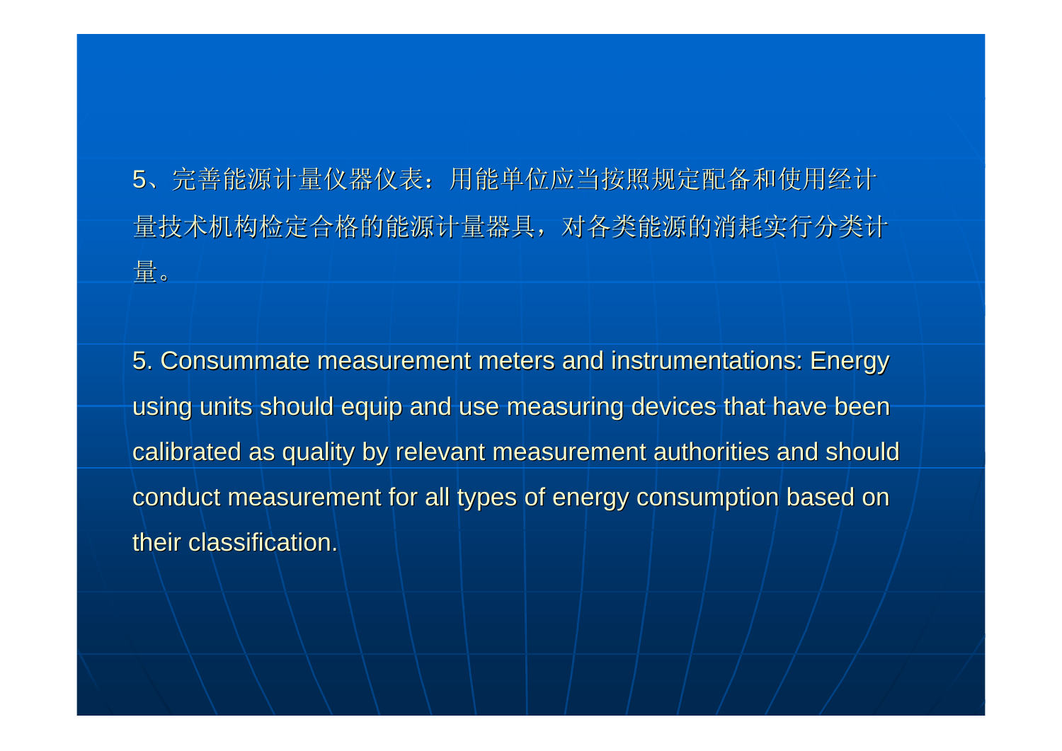5、完善能源计量仪器仪表：用能单位应当按照规定配备和使用经计量技术机构检定合格的能源计量器具，对各类能源的消耗实行分类计量。

5. Consummate measurement meters and instrumentations: Energy using units should equip and use measuring devices that have been calibrated as quality by relevant measurement authorities and should conduct measurement for all types of energy consumption based on their classification.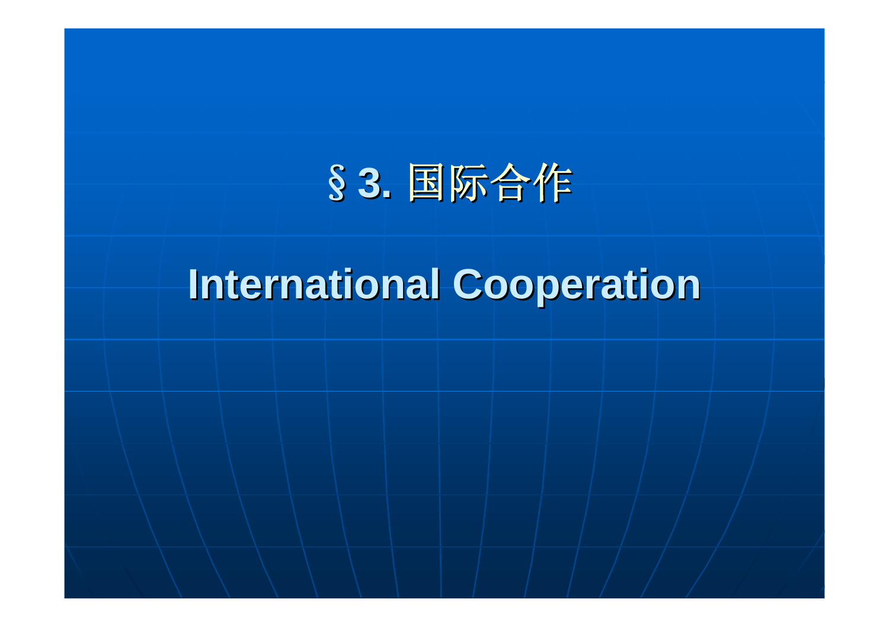# §3. 国际合作

# International Cooperation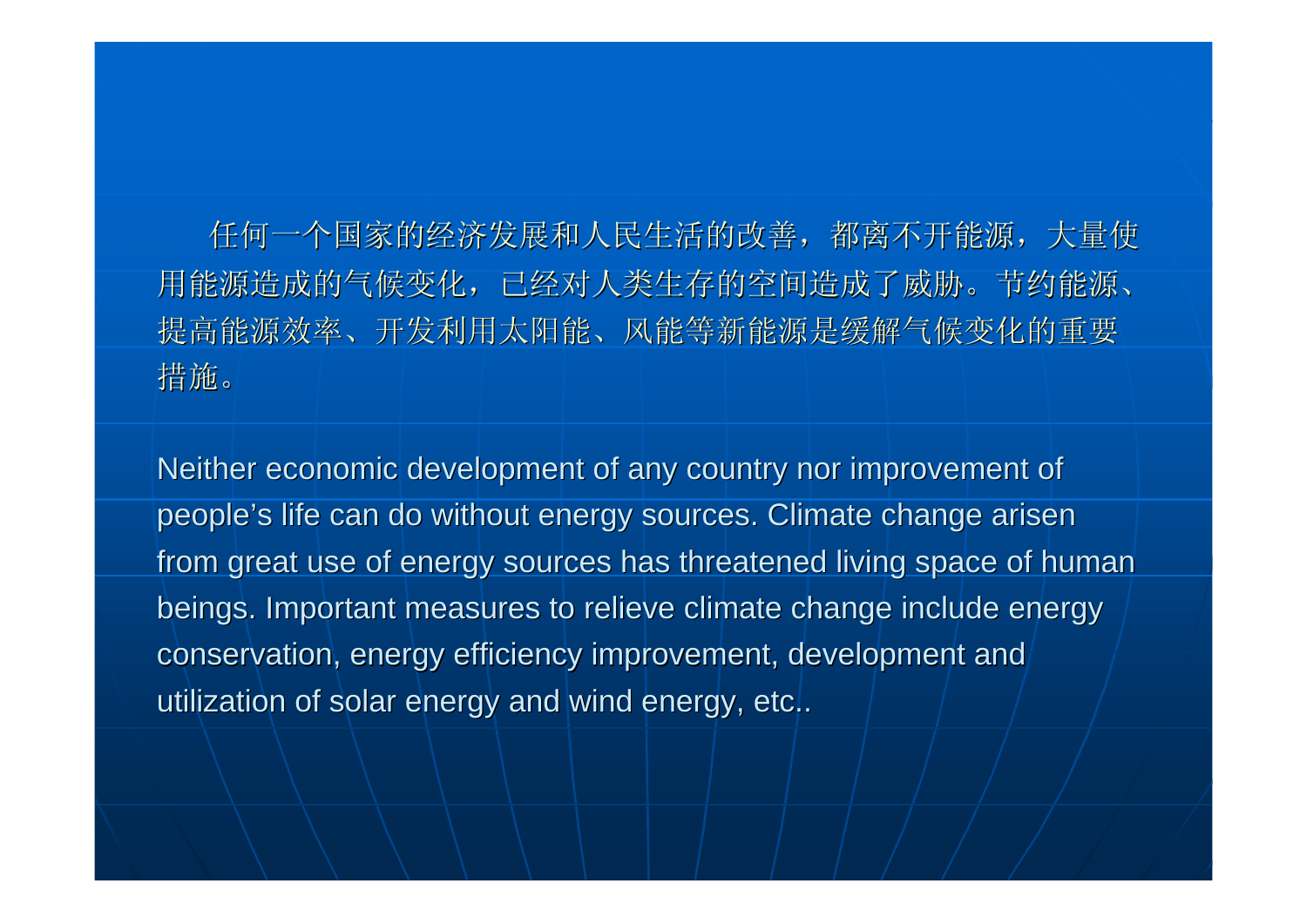任何一个国家的经济发展和人民生活的改善，都离不开能源，大量使用能源造成的气候变化，已经对人类生存的空间造成了威胁。节约能源、提高能源效率、开发利用太阳能、风能等新能源是缓解气候变化的重要措施。

Neither economic development of any country nor improvement of people’s life can do without energy sources. Climate change arisen from great use of energy sources has threatened living space of human beings. Important measures to relieve climate change include energy conservation, energy efficiency improvement, development and utilization of solar energy and wind energy, etc..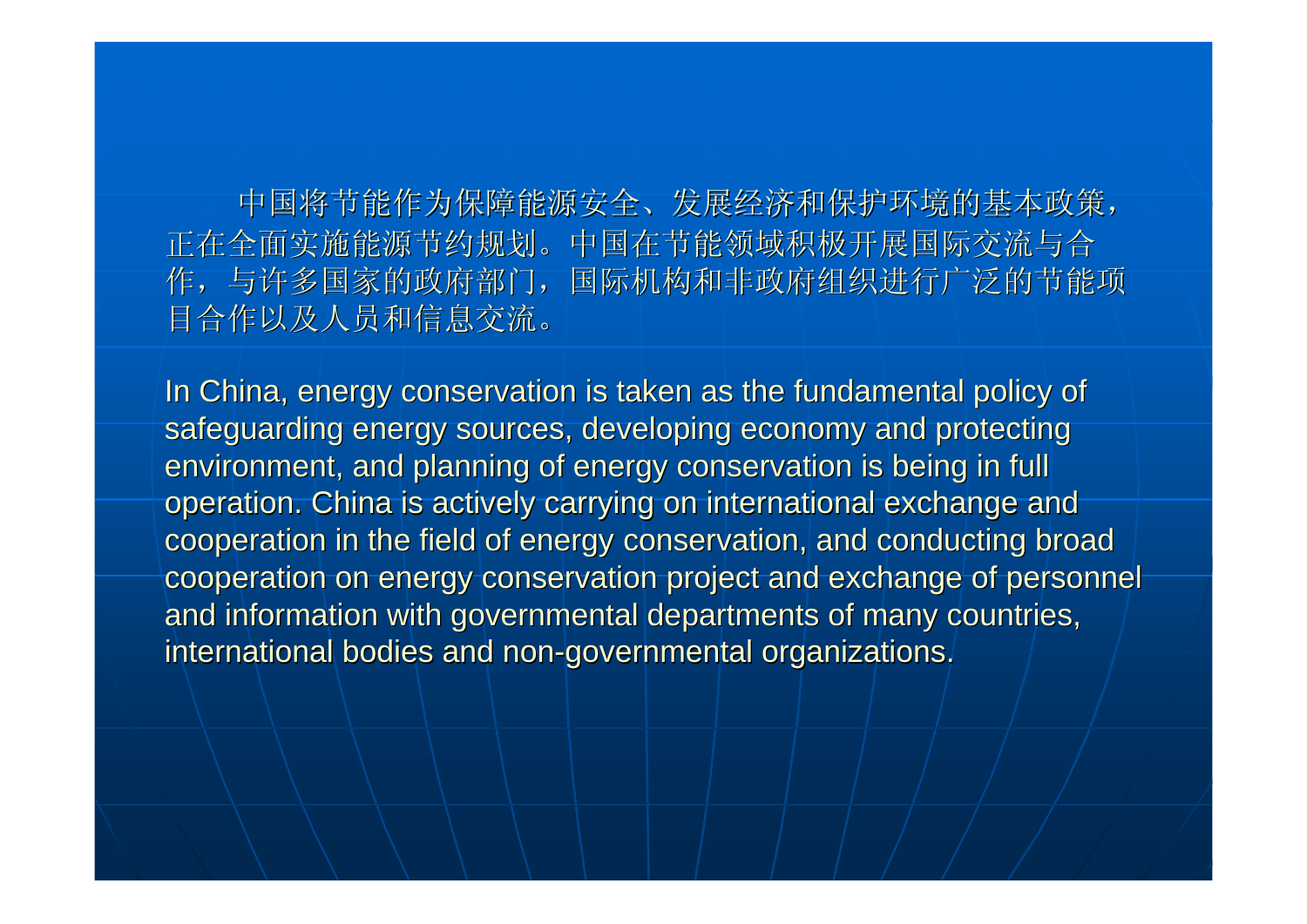中国将节能作为保障能源安全、发展经济和保护环境的基本政策，正在全面实施能源节约规划。中国在节能领域积极开展国际交流与合作，与许多国家的政府部门，国际机构和非政府组织进行广泛的节能项目合作以及人员和信息交流。

In China, energy conservation is taken as the fundamental policy of safeguarding energy sources, developing economy and protecting environment, and planning of energy conservation is being in full operation. China is actively carrying on international exchange and cooperation in the field of energy conservation, and conducting broad cooperation on energy conservation project and exchange of personnel and information with governmental departments of many countries, international bodies and non-governmental organizations.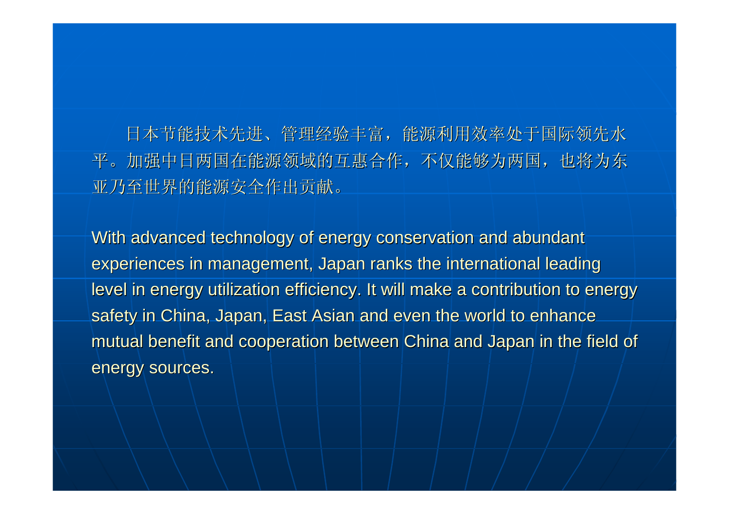日本节能技术先进、管理经验丰富，能源利用效率处于国际领先水平。加强中日两国在能源领域的互惠合作，不仅能够为两国，也将为东亚乃至世界的能源安全作出贡献。

With advanced technology of energy conservation and abundant experiences in management, Japan ranks the international leading level in energy utilization efficiency. It will make a contribution to energy safety in China, Japan, East Asian and even the world to enhance mutual benefit and cooperation between China and Japan in the field of energy sources.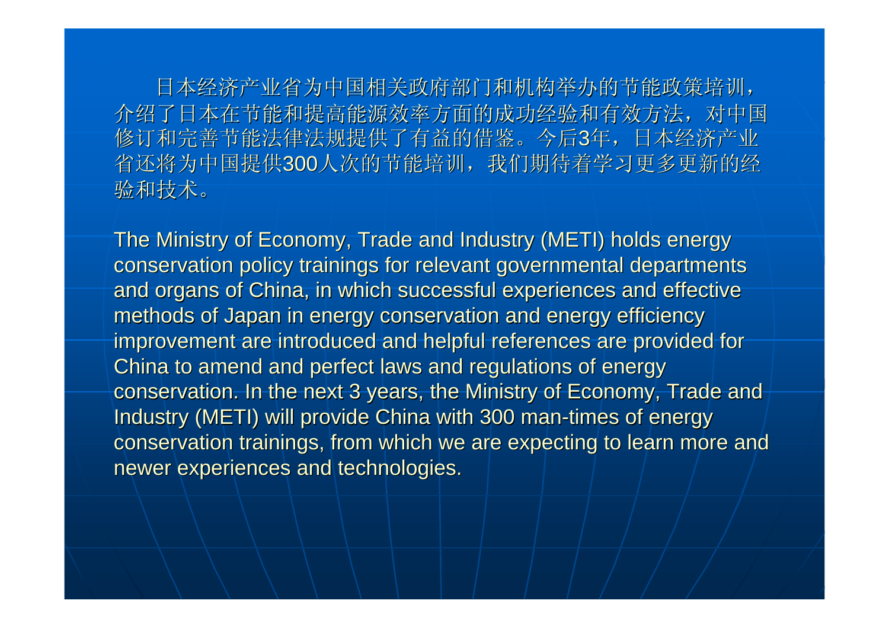日本经济产业省为中国相关政府部门和机构举办的节能政策培训，介绍了日本在节能和提高能源效率方面的成功经验和有效方法，对中国修订和完善节能法律法规提供了有益的借鉴。今后3年，日本经济产业省还将为中国提供300人次的节能培训，我们期待着学习更多更新的经验和技术。

The Ministry of Economy, Trade and Industry (METI) holds energy conservation policy trainings for relevant governmental departments and organs of China, in which successful experiences and effective methods of Japan in energy conservation and energy efficiency improvement are introduced and helpful references are provided for China to amend and perfect laws and regulations of energy conservation. In the next 3 years, the Ministry of Economy, Trade and Industry (METI) will provide China with 300 man-times of energy conservation trainings, from which we are expecting to learn more and newer experiences and technologies.